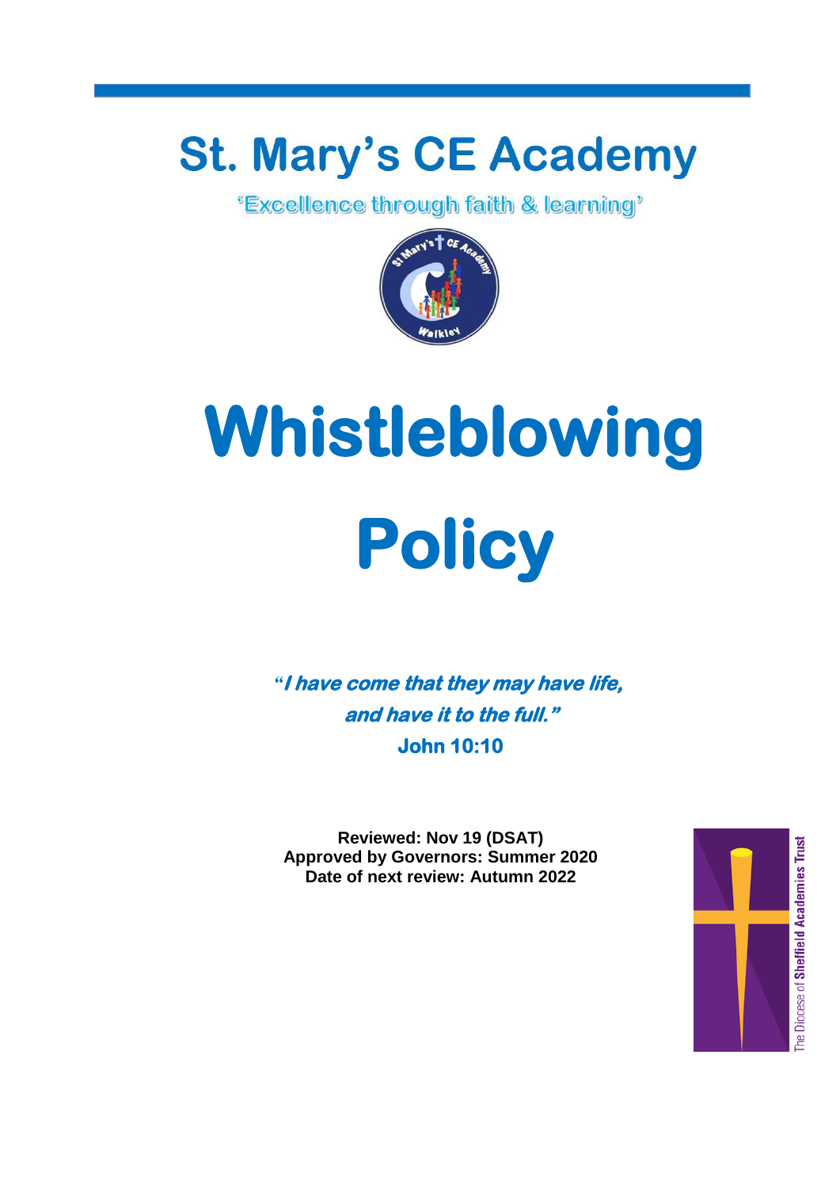# St. Mary's CE Academy

'Excellence through faith & learning'

# Whistleblowing Policy

***"I have come that they may have life, and have it to the full."***

**John 10:10**

**Reviewed: Nov 19 (DSAT)**
**Approved by Governors: Summer 2020**
**Date of next review: Autumn 2022**

The Diocese of **Sheffield Academies Trust**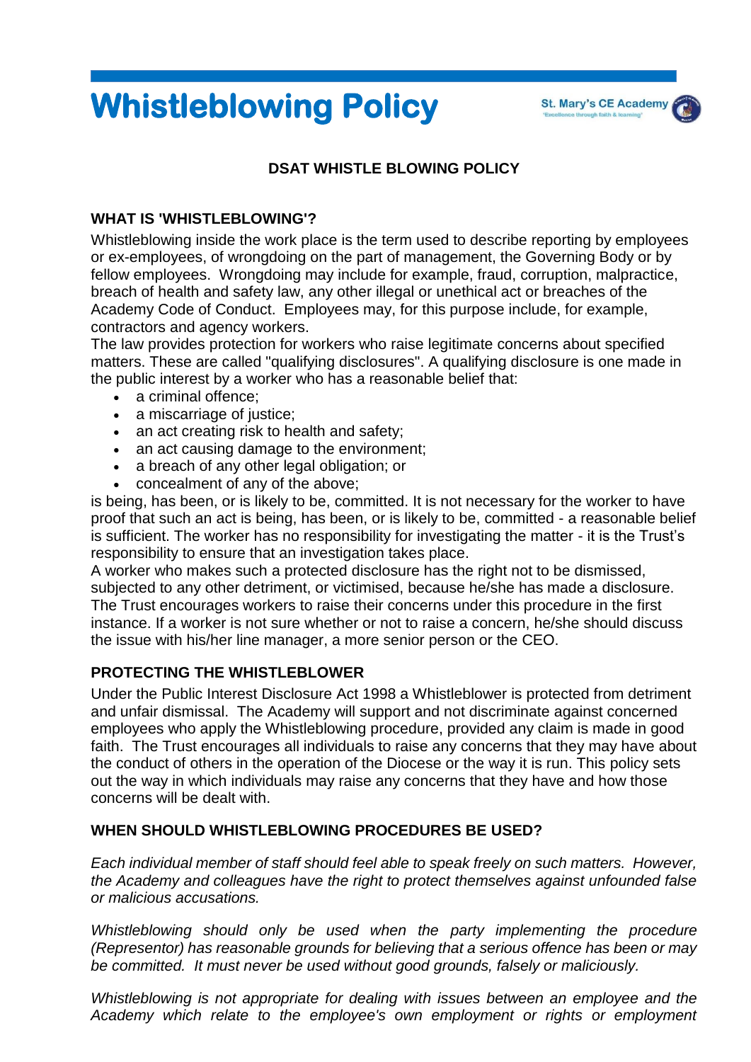# Whistleblowing Policy

## DSAT WHISTLE BLOWING POLICY

### WHAT IS 'WHISTLEBLOWING'?

Whistleblowing inside the work place is the term used to describe reporting by employees or ex-employees, of wrongdoing on the part of management, the Governing Body or by fellow employees. Wrongdoing may include for example, fraud, corruption, malpractice, breach of health and safety law, any other illegal or unethical act or breaches of the Academy Code of Conduct. Employees may, for this purpose include, for example, contractors and agency workers.

The law provides protection for workers who raise legitimate concerns about specified matters. These are called "qualifying disclosures". A qualifying disclosure is one made in the public interest by a worker who has a reasonable belief that:

- a criminal offence;
- a miscarriage of justice;
- an act creating risk to health and safety;
- an act causing damage to the environment;
- a breach of any other legal obligation; or
- concealment of any of the above;

is being, has been, or is likely to be, committed. It is not necessary for the worker to have proof that such an act is being, has been, or is likely to be, committed - a reasonable belief is sufficient. The worker has no responsibility for investigating the matter - it is the Trust's responsibility to ensure that an investigation takes place.

A worker who makes such a protected disclosure has the right not to be dismissed, subjected to any other detriment, or victimised, because he/she has made a disclosure. The Trust encourages workers to raise their concerns under this procedure in the first instance. If a worker is not sure whether or not to raise a concern, he/she should discuss the issue with his/her line manager, a more senior person or the CEO.

### PROTECTING THE WHISTLEBLOWER

Under the Public Interest Disclosure Act 1998 a Whistleblower is protected from detriment and unfair dismissal. The Academy will support and not discriminate against concerned employees who apply the Whistleblowing procedure, provided any claim is made in good faith. The Trust encourages all individuals to raise any concerns that they may have about the conduct of others in the operation of the Diocese or the way it is run. This policy sets out the way in which individuals may raise any concerns that they have and how those concerns will be dealt with.

### WHEN SHOULD WHISTLEBLOWING PROCEDURES BE USED?

*Each individual member of staff should feel able to speak freely on such matters. However, the Academy and colleagues have the right to protect themselves against unfounded false or malicious accusations.*

*Whistleblowing should only be used when the party implementing the procedure (Representor) has reasonable grounds for believing that a serious offence has been or may be committed. It must never be used without good grounds, falsely or maliciously.*

*Whistleblowing is not appropriate for dealing with issues between an employee and the Academy which relate to the employee's own employment or rights or employment*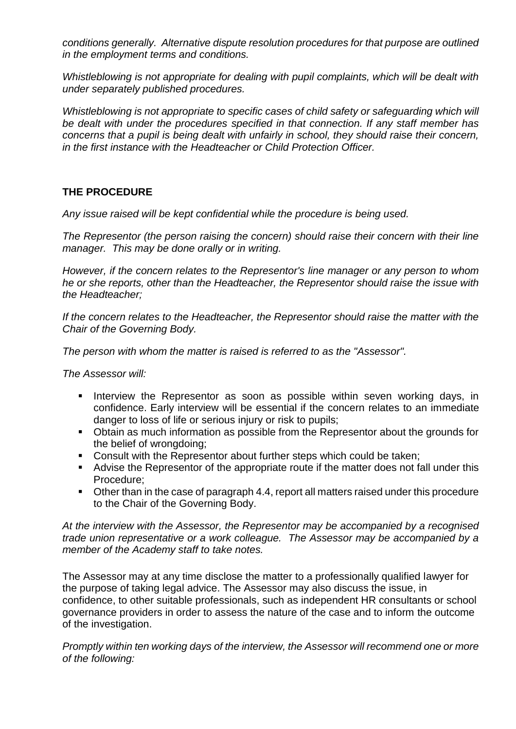*conditions generally. Alternative dispute resolution procedures for that purpose are outlined in the employment terms and conditions.*

*Whistleblowing is not appropriate for dealing with pupil complaints, which will be dealt with under separately published procedures.*

*Whistleblowing is not appropriate to specific cases of child safety or safeguarding which will be dealt with under the procedures specified in that connection. If any staff member has concerns that a pupil is being dealt with unfairly in school, they should raise their concern, in the first instance with the Headteacher or Child Protection Officer.*

## THE PROCEDURE

*Any issue raised will be kept confidential while the procedure is being used.*

*The Representor (the person raising the concern) should raise their concern with their line manager. This may be done orally or in writing.*

*However, if the concern relates to the Representor's line manager or any person to whom he or she reports, other than the Headteacher, the Representor should raise the issue with the Headteacher;*

*If the concern relates to the Headteacher, the Representor should raise the matter with the Chair of the Governing Body.*

*The person with whom the matter is raised is referred to as the "Assessor".*

*The Assessor will:*

- Interview the Representor as soon as possible within seven working days, in confidence. Early interview will be essential if the concern relates to an immediate danger to loss of life or serious injury or risk to pupils;
- Obtain as much information as possible from the Representor about the grounds for the belief of wrongdoing;
- Consult with the Representor about further steps which could be taken;
- Advise the Representor of the appropriate route if the matter does not fall under this Procedure;
- Other than in the case of paragraph 4.4, report all matters raised under this procedure to the Chair of the Governing Body.

*At the interview with the Assessor, the Representor may be accompanied by a recognised trade union representative or a work colleague. The Assessor may be accompanied by a member of the Academy staff to take notes.*

The Assessor may at any time disclose the matter to a professionally qualified lawyer for the purpose of taking legal advice. The Assessor may also discuss the issue, in confidence, to other suitable professionals, such as independent HR consultants or school governance providers in order to assess the nature of the case and to inform the outcome of the investigation.

*Promptly within ten working days of the interview, the Assessor will recommend one or more of the following:*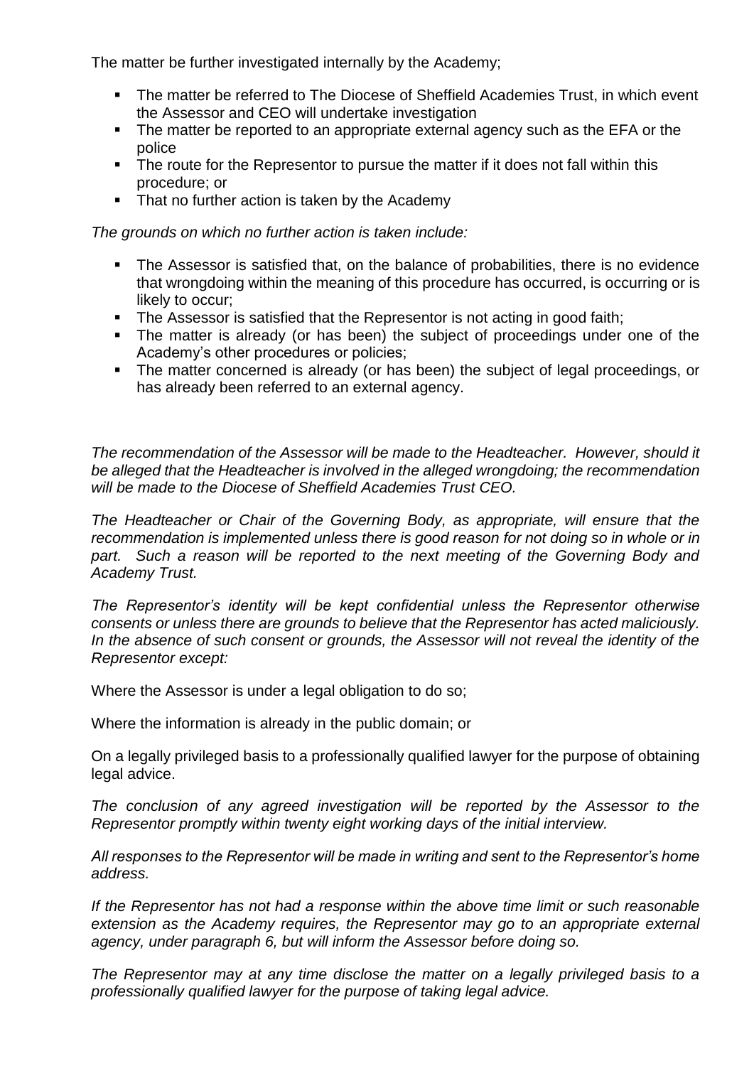The matter be further investigated internally by the Academy;

- The matter be referred to The Diocese of Sheffield Academies Trust, in which event the Assessor and CEO will undertake investigation
- The matter be reported to an appropriate external agency such as the EFA or the police
- The route for the Representor to pursue the matter if it does not fall within this procedure; or
- That no further action is taken by the Academy

*The grounds on which no further action is taken include:*

- The Assessor is satisfied that, on the balance of probabilities, there is no evidence that wrongdoing within the meaning of this procedure has occurred, is occurring or is likely to occur;
- The Assessor is satisfied that the Representor is not acting in good faith;
- The matter is already (or has been) the subject of proceedings under one of the Academy's other procedures or policies;
- The matter concerned is already (or has been) the subject of legal proceedings, or has already been referred to an external agency.

*The recommendation of the Assessor will be made to the Headteacher. However, should it be alleged that the Headteacher is involved in the alleged wrongdoing; the recommendation will be made to the Diocese of Sheffield Academies Trust CEO.*

*The Headteacher or Chair of the Governing Body, as appropriate, will ensure that the recommendation is implemented unless there is good reason for not doing so in whole or in part. Such a reason will be reported to the next meeting of the Governing Body and Academy Trust.*

*The Representor's identity will be kept confidential unless the Representor otherwise consents or unless there are grounds to believe that the Representor has acted maliciously. In the absence of such consent or grounds, the Assessor will not reveal the identity of the Representor except:*

Where the Assessor is under a legal obligation to do so;

Where the information is already in the public domain; or

On a legally privileged basis to a professionally qualified lawyer for the purpose of obtaining legal advice.

*The conclusion of any agreed investigation will be reported by the Assessor to the Representor promptly within twenty eight working days of the initial interview.*

*All responses to the Representor will be made in writing and sent to the Representor's home address.*

*If the Representor has not had a response within the above time limit or such reasonable extension as the Academy requires, the Representor may go to an appropriate external agency, under paragraph 6, but will inform the Assessor before doing so.*

*The Representor may at any time disclose the matter on a legally privileged basis to a professionally qualified lawyer for the purpose of taking legal advice.*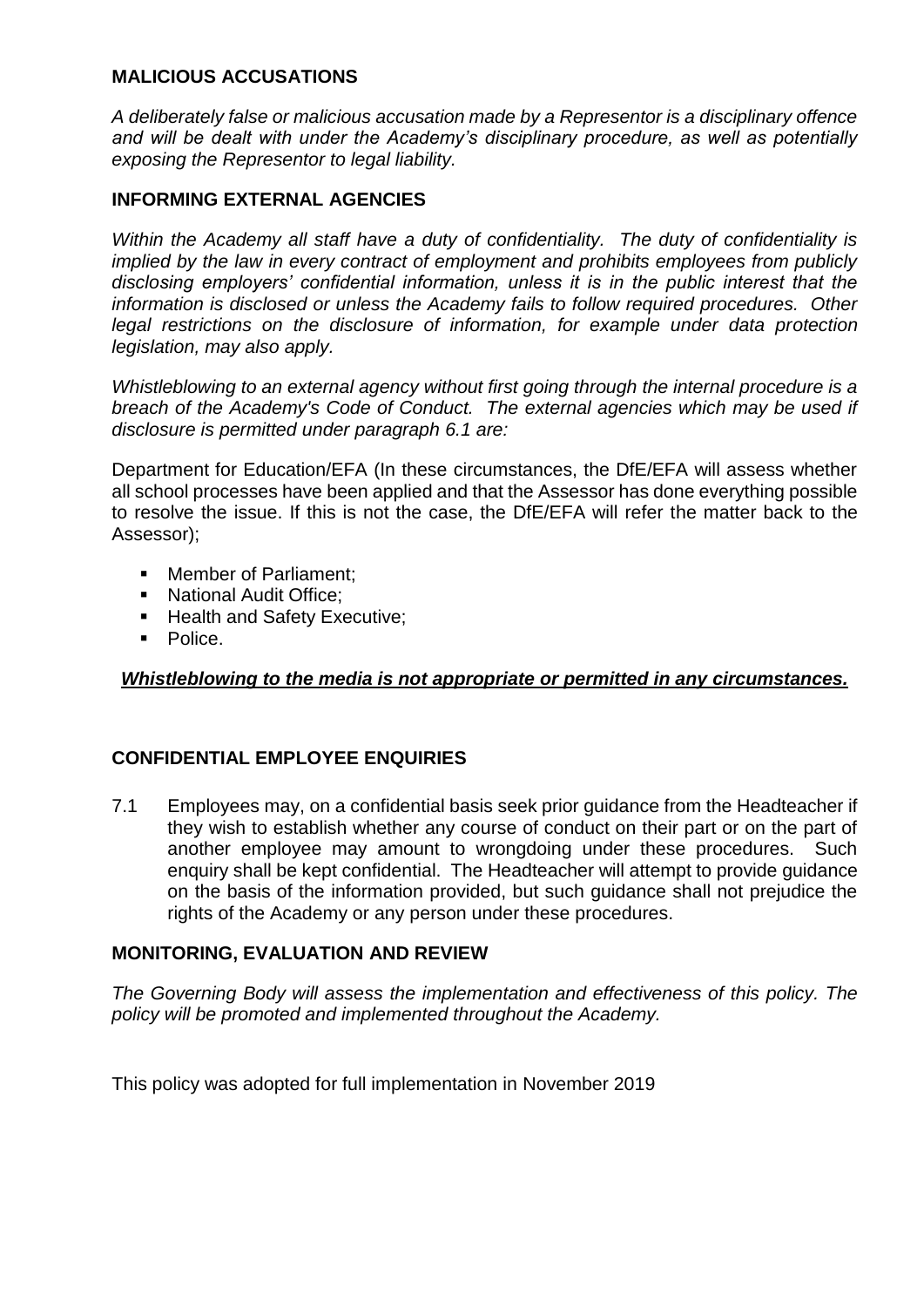## MALICIOUS ACCUSATIONS

*A deliberately false or malicious accusation made by a Representor is a disciplinary offence and will be dealt with under the Academy's disciplinary procedure, as well as potentially exposing the Representor to legal liability.*

## INFORMING EXTERNAL AGENCIES

*Within the Academy all staff have a duty of confidentiality. The duty of confidentiality is implied by the law in every contract of employment and prohibits employees from publicly disclosing employers' confidential information, unless it is in the public interest that the information is disclosed or unless the Academy fails to follow required procedures. Other legal restrictions on the disclosure of information, for example under data protection legislation, may also apply.*

*Whistleblowing to an external agency without first going through the internal procedure is a breach of the Academy's Code of Conduct. The external agencies which may be used if disclosure is permitted under paragraph 6.1 are:*

Department for Education/EFA (In these circumstances, the DfE/EFA will assess whether all school processes have been applied and that the Assessor has done everything possible to resolve the issue. If this is not the case, the DfE/EFA will refer the matter back to the Assessor);

- Member of Parliament;
- National Audit Office;
- Health and Safety Executive;
- Police.

***<u>Whistleblowing to the media is not appropriate or permitted in any circumstances.</u>***

## CONFIDENTIAL EMPLOYEE ENQUIRIES

7.1 Employees may, on a confidential basis seek prior guidance from the Headteacher if they wish to establish whether any course of conduct on their part or on the part of another employee may amount to wrongdoing under these procedures. Such enquiry shall be kept confidential. The Headteacher will attempt to provide guidance on the basis of the information provided, but such guidance shall not prejudice the rights of the Academy or any person under these procedures.

## MONITORING, EVALUATION AND REVIEW

*The Governing Body will assess the implementation and effectiveness of this policy. The policy will be promoted and implemented throughout the Academy.*

This policy was adopted for full implementation in November 2019